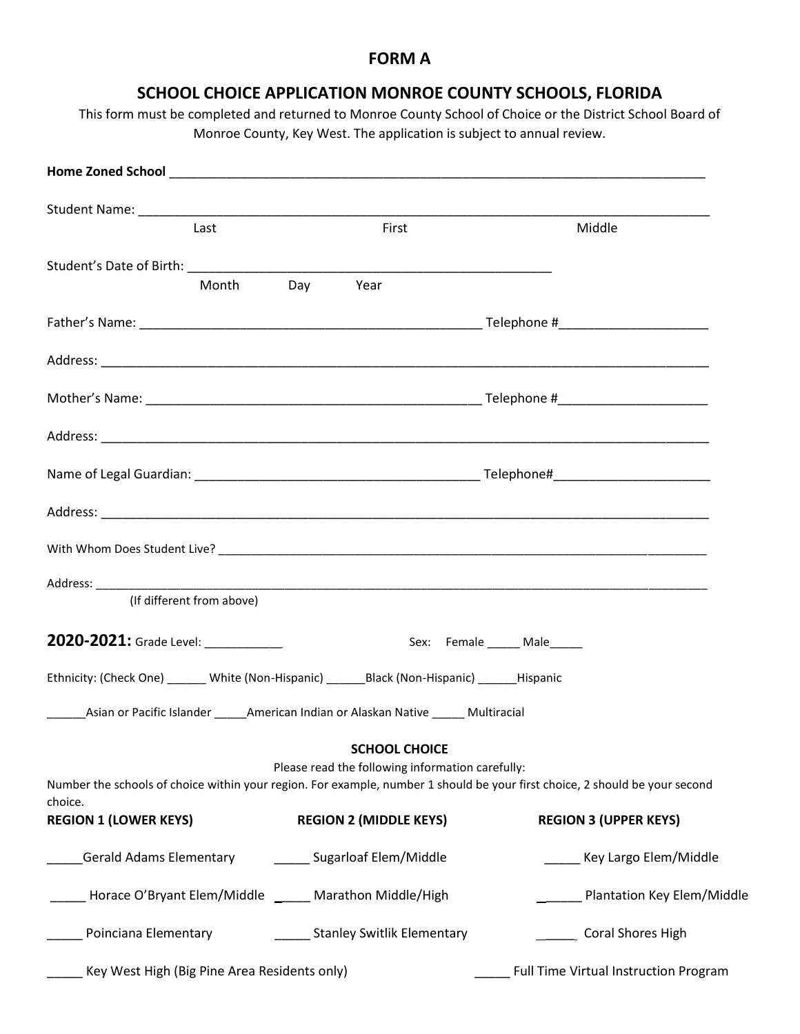# FORM A

## SCHOOL CHOICE APPLICATION MONROE COUNTY SCHOOLS, FLORIDA

This form must be completed and returned to Monroe County School of Choice or the District School Board of Monroe County, Key West. The application is subject to annual review.

**Home Zoned School** ___________________________________________________________________________

Student Name: ___________________________________________________________________________
Last First Middle

Student's Date of Birth: ____________________________________________________
Month Day Year

Father's Name: ________________________________________________ Telephone #_____________________

Address: ___________________________________________________________________________________

Mother's Name: ________________________________________________ Telephone #_____________________

Address: ___________________________________________________________________________________

Name of Legal Guardian: _______________________________________ Telephone#______________________

Address: ___________________________________________________________________________________

With Whom Does Student Live? __________________________________________________________________

Address: ___________________________________________________________________________________
(If different from above)

**2020-2021:** Grade Level: ___________ Sex: Female _____ Male_____

Ethnicity: (Check One) ______ White (Non-Hispanic) ______Black (Non-Hispanic) ______Hispanic

______Asian or Pacific Islander _____American Indian or Alaskan Native _____ Multiracial

**SCHOOL CHOICE**

Please read the following information carefully:

Number the schools of choice within your region. For example, number 1 should be your first choice, 2 should be your second choice.

| **REGION 1 (LOWER KEYS)** | **REGION 2 (MIDDLE KEYS)** | **REGION 3 (UPPER KEYS)** |
|---|---|---|
| _____Gerald Adams Elementary | _____ Sugarloaf Elem/Middle | _____ Key Largo Elem/Middle |
| _____ Horace O'Bryant Elem/Middle | _____ Marathon Middle/High | ______ Plantation Key Elem/Middle |
| _____ Poinciana Elementary | _____ Stanley Switlik Elementary | _____ Coral Shores High |

_____ Key West High (Big Pine Area Residents only) _____ Full Time Virtual Instruction Program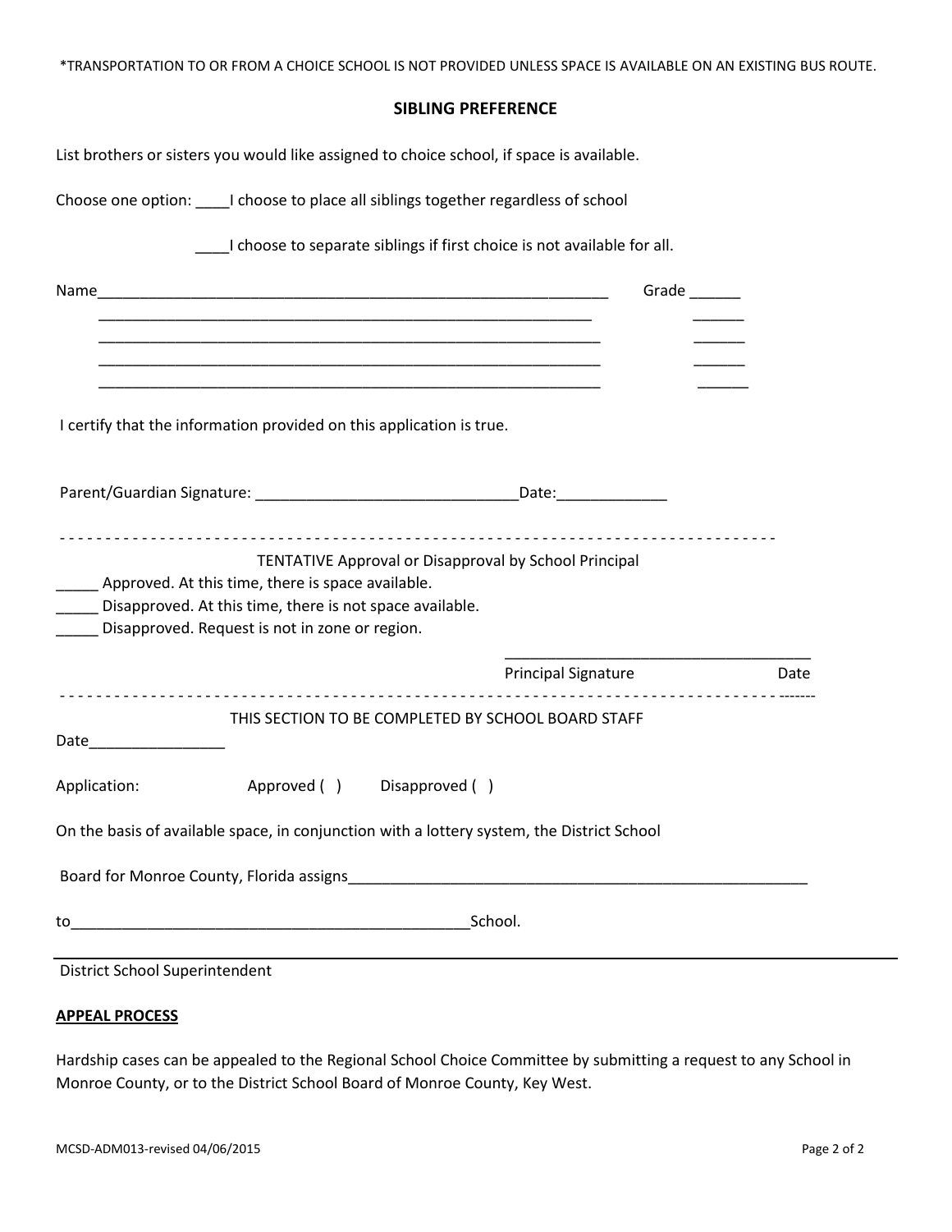*TRANSPORTATION TO OR FROM A CHOICE SCHOOL IS NOT PROVIDED UNLESS SPACE IS AVAILABLE ON AN EXISTING BUS ROUTE.

## SIBLING PREFERENCE

List brothers or sisters you would like assigned to choice school, if space is available.

Choose one option: ____I choose to place all siblings together regardless of school

____I choose to separate siblings if first choice is not available for all.

Name______________________________________________________________ Grade ______
______________________________________________________________ ______
______________________________________________________________ ______
______________________________________________________________ ______
______________________________________________________________ ______

I certify that the information provided on this application is true.

Parent/Guardian Signature: ______________________________Date:____________

- - - - - - - - - - - - - - - - - - - - - - - - - - - - - - - - - - - - - - - - - - - - - - - - - - - - - - - - - - - - - - - - - - - - - - - - - - - - - -

TENTATIVE Approval or Disapproval by School Principal

_____ Approved. At this time, there is space available.
_____ Disapproved. At this time, there is not space available.
_____ Disapproved. Request is not in zone or region.

____________________________________
Principal Signature Date

- - - - - - - - - - - - - - - - - - - - - - - - - - - - - - - - - - - - - - - - - - - - - - - - - - - - - - - - - - - - - - - - - - - - - - - - - - - - - -

THIS SECTION TO BE COMPLETED BY SCHOOL BOARD STAFF

Date________________

Application: Approved ( ) Disapproved ( )

On the basis of available space, in conjunction with a lottery system, the District School

Board for Monroe County, Florida assigns________________________________________________________

to_______________________________________________School.

District School Superintendent

**APPEAL PROCESS**

Hardship cases can be appealed to the Regional School Choice Committee by submitting a request to any School in Monroe County, or to the District School Board of Monroe County, Key West.

MCSD-ADM013-revised 04/06/2015